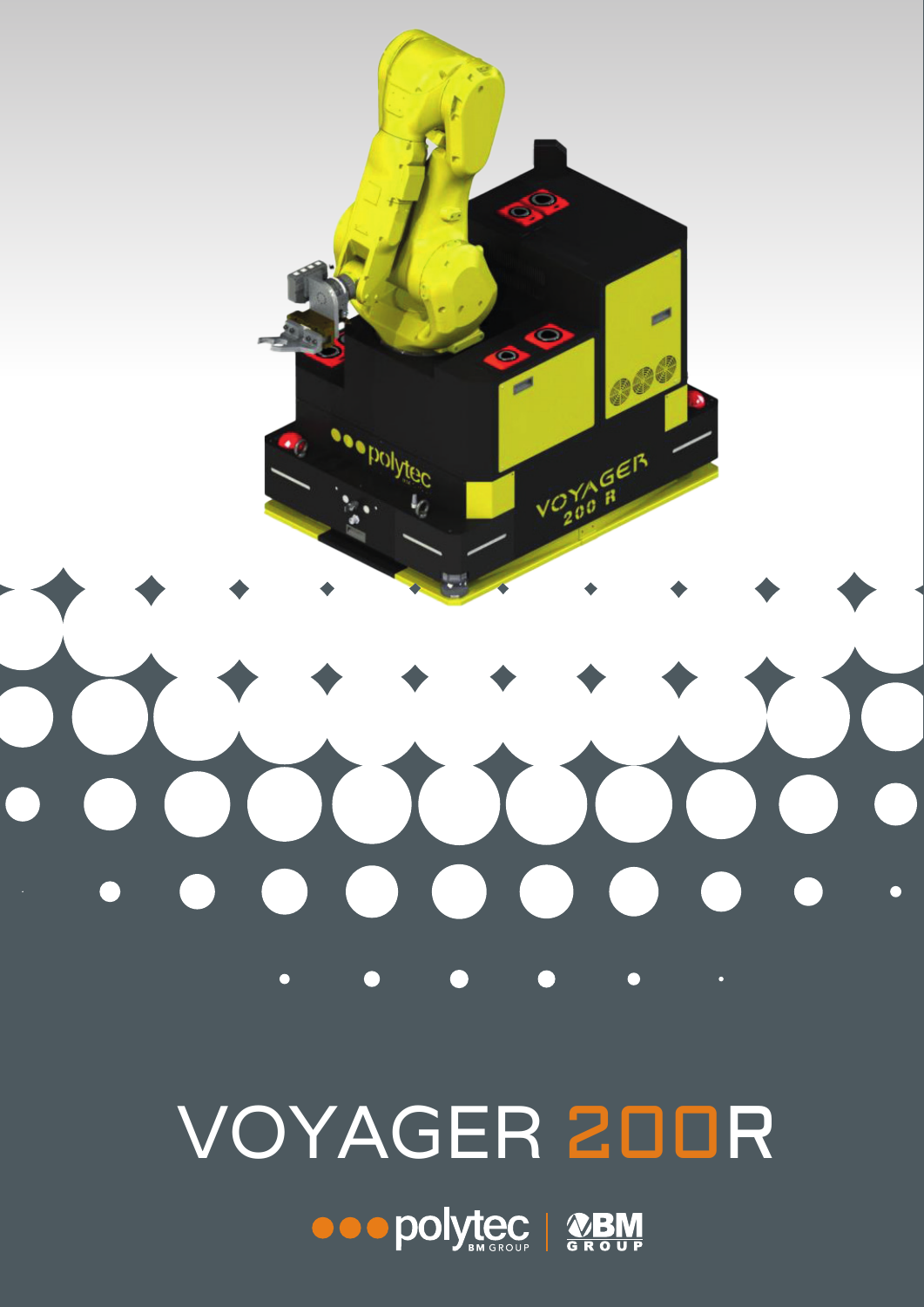# VOYAGER 200R

polytec BM GROUP | BM GROUP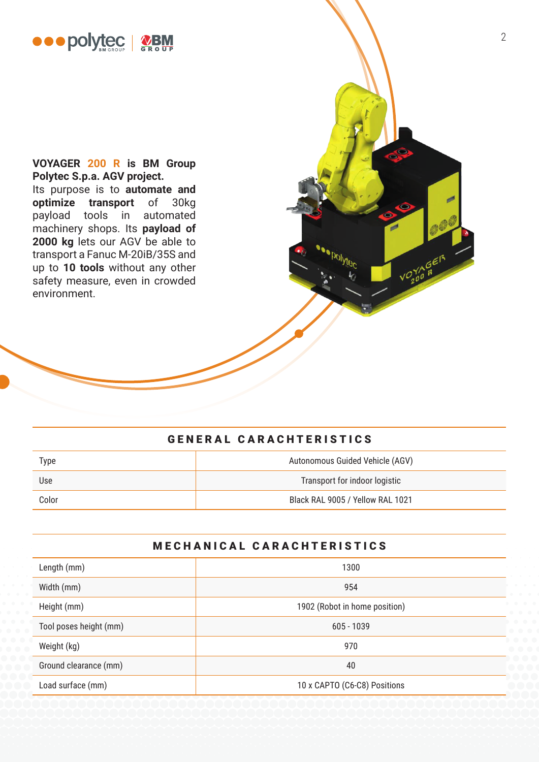**VOYAGER 200 R is BM Group Polytec S.p.a. AGV project.**
Its purpose is to **automate and optimize transport** of 30kg payload tools in automated machinery shops. Its **payload of 2000 kg** lets our AGV be able to transport a Fanuc M-20iB/35S and up to **10 tools** without any other safety measure, even in crowded environment.

## GENERAL CARACHTERISTICS

| | |
|---|---|
| Type | Autonomous Guided Vehicle (AGV) |
| Use | Transport for indoor logistic |
| Color | Black RAL 9005 / Yellow RAL 1021 |

## MECHANICAL CARACHTERISTICS

| | |
|---|---|
| Length (mm) | 1300 |
| Width (mm) | 954 |
| Height (mm) | 1902 (Robot in home position) |
| Tool poses height (mm) | 605 - 1039 |
| Weight (kg) | 970 |
| Ground clearance (mm) | 40 |
| Load surface (mm) | 10 x CAPTO (C6-C8) Positions |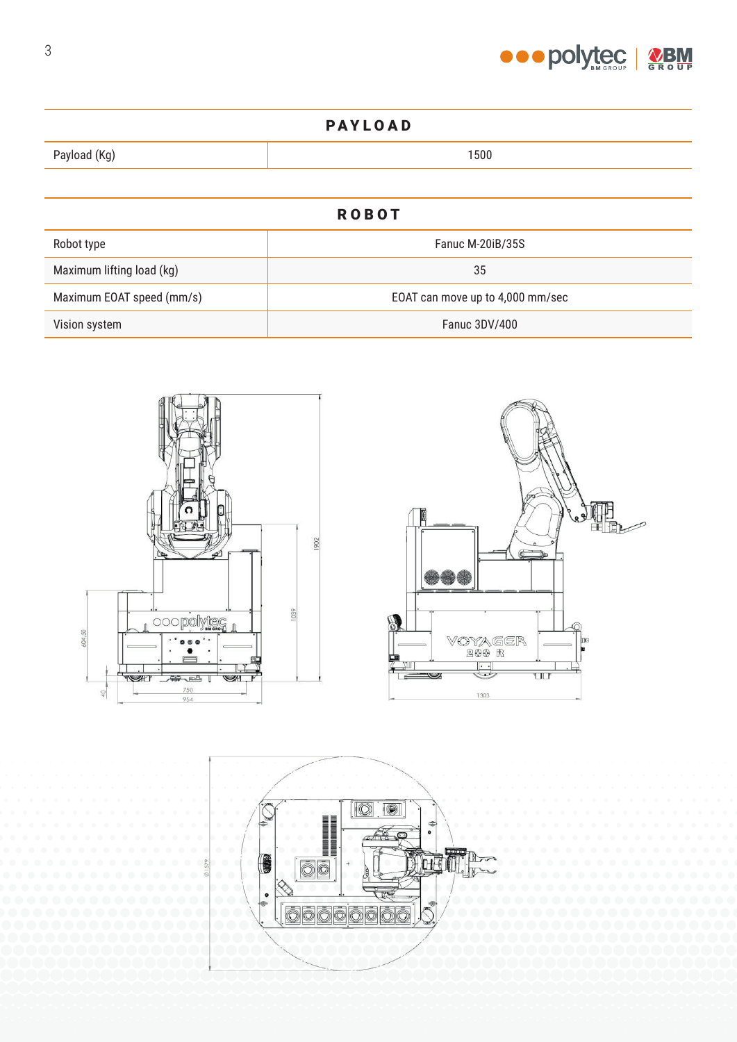## PAYLOAD

| | |
|---|---|
| Payload (Kg) | 1500 |

## ROBOT

| | |
|---|---|
| Robot type | Fanuc M-20iB/35S |
| Maximum lifting load (kg) | 35 |
| Maximum EOAT speed (mm/s) | EOAT can move up to 4,000 mm/sec |
| Vision system | Fanuc 3DV/400 |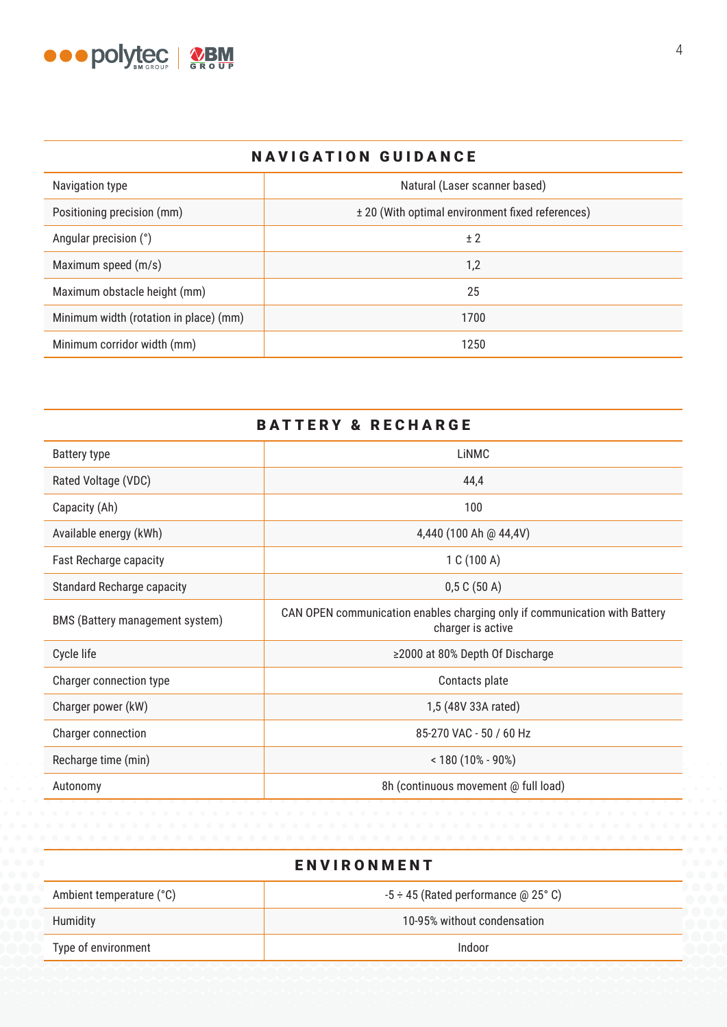## NAVIGATION GUIDANCE

| | |
|---|---|
| Navigation type | Natural (Laser scanner based) |
| Positioning precision (mm) | ± 20 (With optimal environment fixed references) |
| Angular precision (°) | ± 2 |
| Maximum speed (m/s) | 1,2 |
| Maximum obstacle height (mm) | 25 |
| Minimum width (rotation in place) (mm) | 1700 |
| Minimum corridor width (mm) | 1250 |

## BATTERY & RECHARGE

| | |
|---|---|
| Battery type | LiNMC |
| Rated Voltage (VDC) | 44,4 |
| Capacity (Ah) | 100 |
| Available energy (kWh) | 4,440 (100 Ah @ 44,4V) |
| Fast Recharge capacity | 1 C (100 A) |
| Standard Recharge capacity | 0,5 C (50 A) |
| BMS (Battery management system) | CAN OPEN communication enables charging only if communication with Battery charger is active |
| Cycle life | ≥2000 at 80% Depth Of Discharge |
| Charger connection type | Contacts plate |
| Charger power (kW) | 1,5 (48V 33A rated) |
| Charger connection | 85-270 VAC - 50 / 60 Hz |
| Recharge time (min) | < 180 (10% - 90%) |
| Autonomy | 8h (continuous movement @ full load) |

## ENVIRONMENT

| | |
|---|---|
| Ambient temperature (°C) | -5 ÷ 45 (Rated performance @ 25° C) |
| Humidity | 10-95% without condensation |
| Type of environment | Indoor |